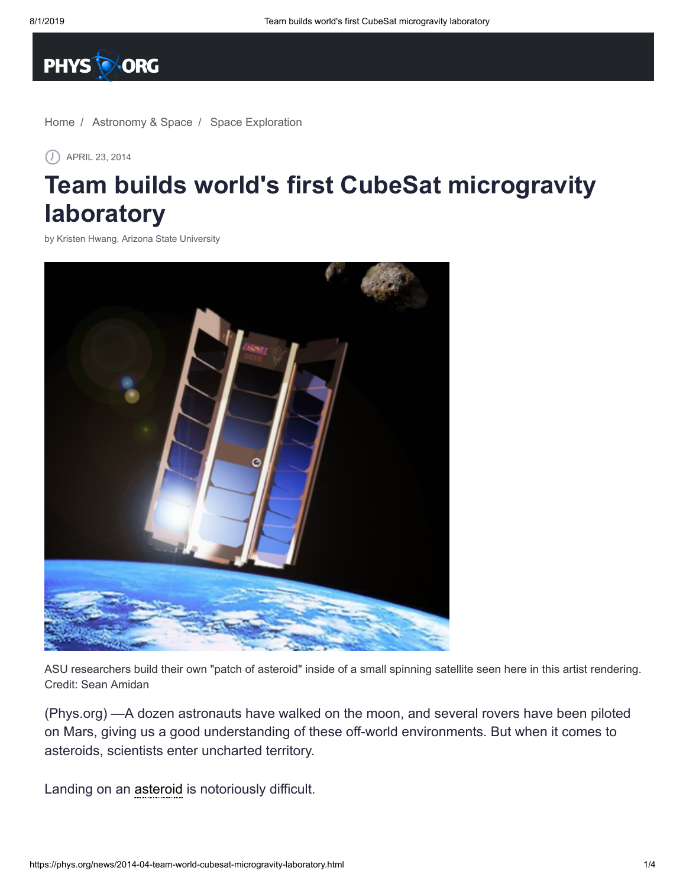Home / Astronomy & Space / Space Exploration

APRIL 23, 2014

# Team builds world's first CubeSat microgravity laboratory

by Kristen Hwang, Arizona State University

ASU researchers build their own "patch of asteroid" inside of a small spinning satellite seen here in this artist rendering. Credit: Sean Amidan

(Phys.org) —A dozen astronauts have walked on the moon, and several rovers have been piloted on Mars, giving us a good understanding of these off-world environments. But when it comes to asteroids, scientists enter uncharted territory.

Landing on an asteroid is notoriously difficult.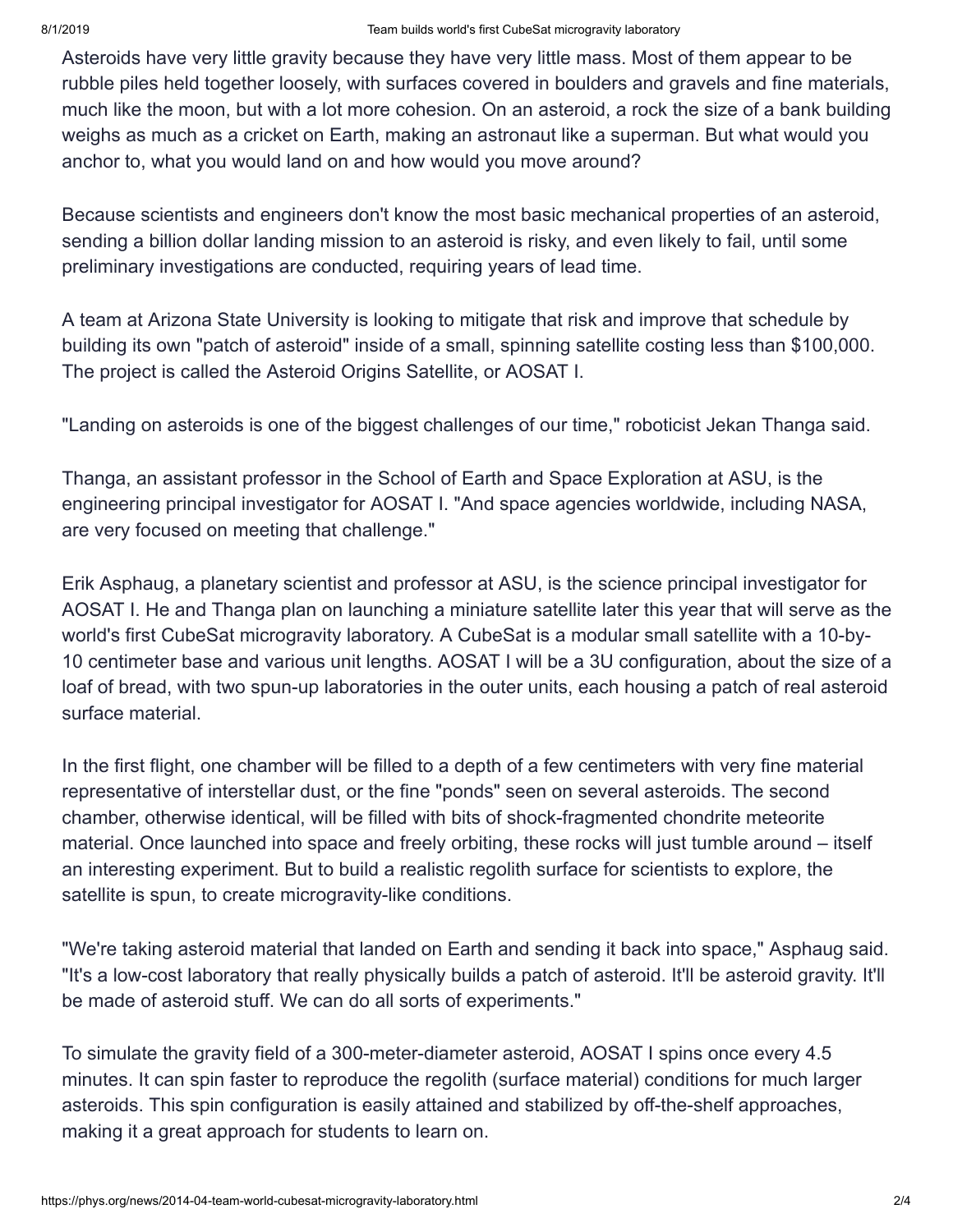Asteroids have very little gravity because they have very little mass. Most of them appear to be rubble piles held together loosely, with surfaces covered in boulders and gravels and fine materials, much like the moon, but with a lot more cohesion. On an asteroid, a rock the size of a bank building weighs as much as a cricket on Earth, making an astronaut like a superman. But what would you anchor to, what you would land on and how would you move around?

Because scientists and engineers don't know the most basic mechanical properties of an asteroid, sending a billion dollar landing mission to an asteroid is risky, and even likely to fail, until some preliminary investigations are conducted, requiring years of lead time.

A team at Arizona State University is looking to mitigate that risk and improve that schedule by building its own "patch of asteroid" inside of a small, spinning satellite costing less than $100,000. The project is called the Asteroid Origins Satellite, or AOSAT I.

"Landing on asteroids is one of the biggest challenges of our time," roboticist Jekan Thanga said.

Thanga, an assistant professor in the School of Earth and Space Exploration at ASU, is the engineering principal investigator for AOSAT I. "And space agencies worldwide, including NASA, are very focused on meeting that challenge."

Erik Asphaug, a planetary scientist and professor at ASU, is the science principal investigator for AOSAT I. He and Thanga plan on launching a miniature satellite later this year that will serve as the world's first CubeSat microgravity laboratory. A CubeSat is a modular small satellite with a 10-by-10 centimeter base and various unit lengths. AOSAT I will be a 3U configuration, about the size of a loaf of bread, with two spun-up laboratories in the outer units, each housing a patch of real asteroid surface material.

In the first flight, one chamber will be filled to a depth of a few centimeters with very fine material representative of interstellar dust, or the fine "ponds" seen on several asteroids. The second chamber, otherwise identical, will be filled with bits of shock-fragmented chondrite meteorite material. Once launched into space and freely orbiting, these rocks will just tumble around – itself an interesting experiment. But to build a realistic regolith surface for scientists to explore, the satellite is spun, to create microgravity-like conditions.

"We're taking asteroid material that landed on Earth and sending it back into space," Asphaug said. "It's a low-cost laboratory that really physically builds a patch of asteroid. It'll be asteroid gravity. It'll be made of asteroid stuff. We can do all sorts of experiments."

To simulate the gravity field of a 300-meter-diameter asteroid, AOSAT I spins once every 4.5 minutes. It can spin faster to reproduce the regolith (surface material) conditions for much larger asteroids. This spin configuration is easily attained and stabilized by off-the-shelf approaches, making it a great approach for students to learn on.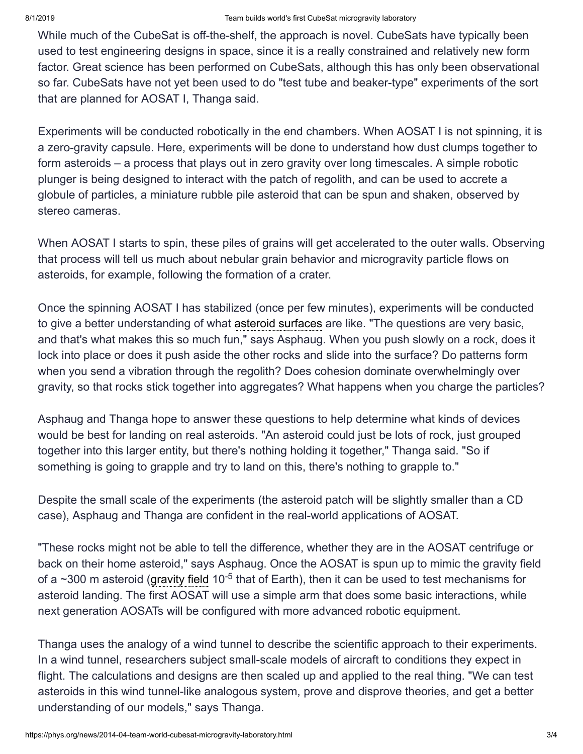While much of the CubeSat is off-the-shelf, the approach is novel. CubeSats have typically been used to test engineering designs in space, since it is a really constrained and relatively new form factor. Great science has been performed on CubeSats, although this has only been observational so far. CubeSats have not yet been used to do "test tube and beaker-type" experiments of the sort that are planned for AOSAT I, Thanga said.

Experiments will be conducted robotically in the end chambers. When AOSAT I is not spinning, it is a zero-gravity capsule. Here, experiments will be done to understand how dust clumps together to form asteroids – a process that plays out in zero gravity over long timescales. A simple robotic plunger is being designed to interact with the patch of regolith, and can be used to accrete a globule of particles, a miniature rubble pile asteroid that can be spun and shaken, observed by stereo cameras.

When AOSAT I starts to spin, these piles of grains will get accelerated to the outer walls. Observing that process will tell us much about nebular grain behavior and microgravity particle flows on asteroids, for example, following the formation of a crater.

Once the spinning AOSAT I has stabilized (once per few minutes), experiments will be conducted to give a better understanding of what asteroid surfaces are like. "The questions are very basic, and that's what makes this so much fun," says Asphaug. When you push slowly on a rock, does it lock into place or does it push aside the other rocks and slide into the surface? Do patterns form when you send a vibration through the regolith? Does cohesion dominate overwhelmingly over gravity, so that rocks stick together into aggregates? What happens when you charge the particles?

Asphaug and Thanga hope to answer these questions to help determine what kinds of devices would be best for landing on real asteroids. "An asteroid could just be lots of rock, just grouped together into this larger entity, but there's nothing holding it together," Thanga said. "So if something is going to grapple and try to land on this, there's nothing to grapple to."

Despite the small scale of the experiments (the asteroid patch will be slightly smaller than a CD case), Asphaug and Thanga are confident in the real-world applications of AOSAT.

"These rocks might not be able to tell the difference, whether they are in the AOSAT centrifuge or back on their home asteroid," says Asphaug. Once the AOSAT is spun up to mimic the gravity field of a ~300 m asteroid (gravity field $10^{-5}$ that of Earth), then it can be used to test mechanisms for asteroid landing. The first AOSAT will use a simple arm that does some basic interactions, while next generation AOSATs will be configured with more advanced robotic equipment.

Thanga uses the analogy of a wind tunnel to describe the scientific approach to their experiments. In a wind tunnel, researchers subject small-scale models of aircraft to conditions they expect in flight. The calculations and designs are then scaled up and applied to the real thing. "We can test asteroids in this wind tunnel-like analogous system, prove and disprove theories, and get a better understanding of our models," says Thanga.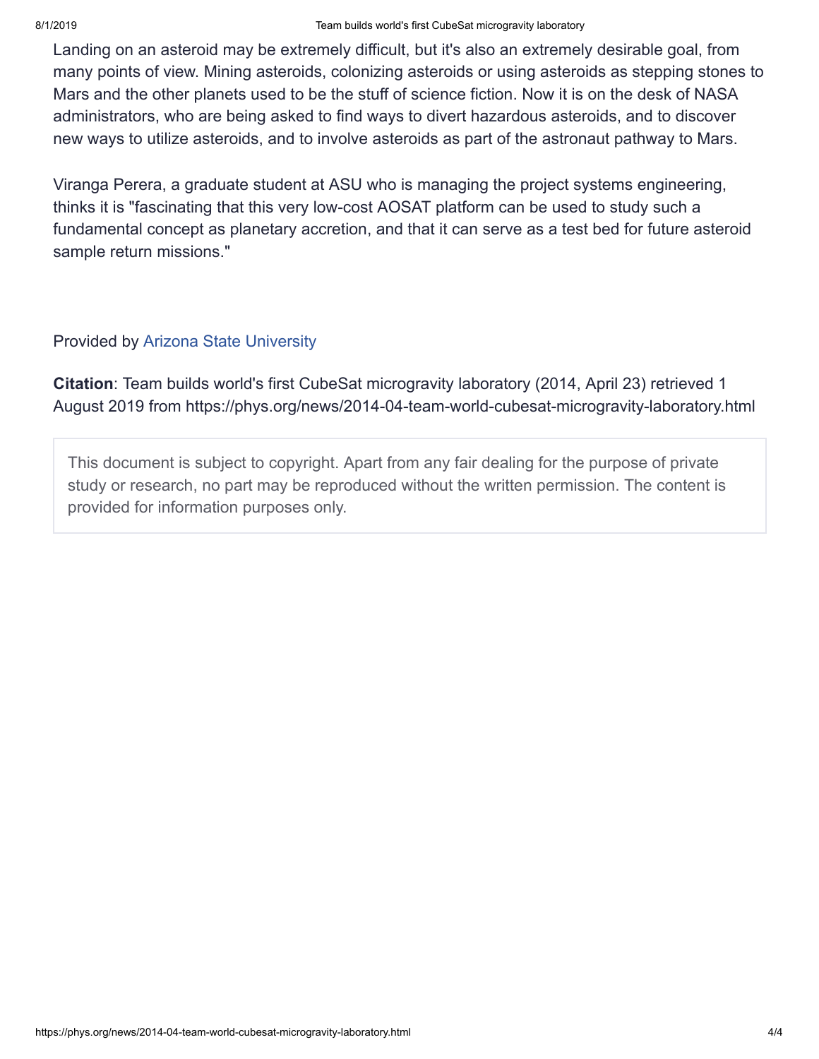Landing on an asteroid may be extremely difficult, but it's also an extremely desirable goal, from many points of view. Mining asteroids, colonizing asteroids or using asteroids as stepping stones to Mars and the other planets used to be the stuff of science fiction. Now it is on the desk of NASA administrators, who are being asked to find ways to divert hazardous asteroids, and to discover new ways to utilize asteroids, and to involve asteroids as part of the astronaut pathway to Mars.

Viranga Perera, a graduate student at ASU who is managing the project systems engineering, thinks it is "fascinating that this very low-cost AOSAT platform can be used to study such a fundamental concept as planetary accretion, and that it can serve as a test bed for future asteroid sample return missions."

Provided by Arizona State University

**Citation**: Team builds world's first CubeSat microgravity laboratory (2014, April 23) retrieved 1 August 2019 from https://phys.org/news/2014-04-team-world-cubesat-microgravity-laboratory.html

This document is subject to copyright. Apart from any fair dealing for the purpose of private study or research, no part may be reproduced without the written permission. The content is provided for information purposes only.